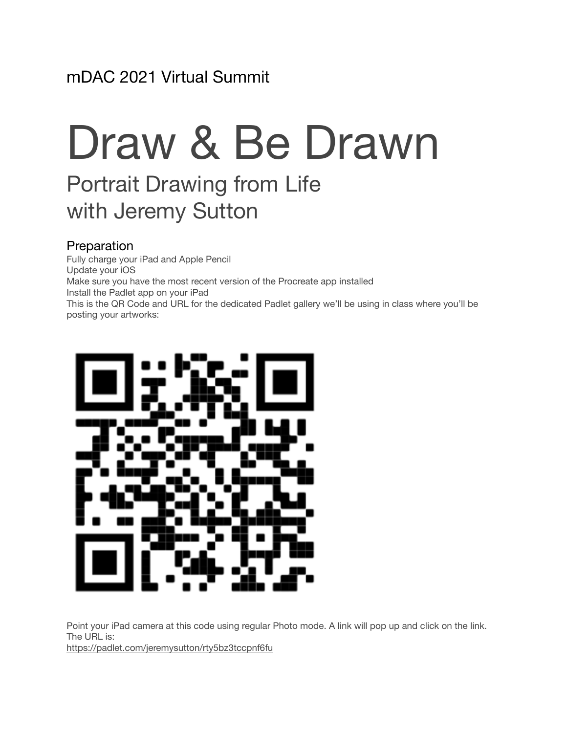mDAC 2021 Virtual Summit

# Draw & Be Drawn

## Portrait Drawing from Life with Jeremy Sutton

### Preparation

Fully charge your iPad and Apple Pencil
Update your iOS
Make sure you have the most recent version of the Procreate app installed
Install the Padlet app on your iPad
This is the QR Code and URL for the dedicated Padlet gallery we'll be using in class where you'll be posting your artworks:

Point your iPad camera at this code using regular Photo mode. A link will pop up and click on the link.
The URL is:
https://padlet.com/jeremysutton/rty5bz3tccpnf6fu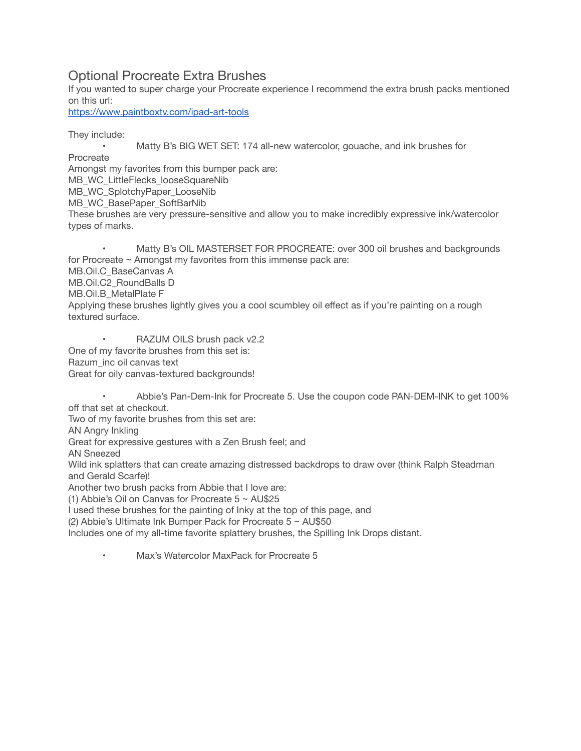# Optional Procreate Extra Brushes

If you wanted to super charge your Procreate experience I recommend the extra brush packs mentioned on this url:
[https://www.paintboxtv.com/ipad-art-tools](https://www.paintboxtv.com/ipad-art-tools)

They include:

- Matty B's BIG WET SET: 174 all-new watercolor, gouache, and ink brushes for Procreate

Amongst my favorites from this bumper pack are:
MB_WC_LittleFlecks_looseSquareNib
MB_WC_SplotchyPaper_LooseNib
MB_WC_BasePaper_SoftBarNib
These brushes are very pressure-sensitive and allow you to make incredibly expressive ink/watercolor types of marks.

- Matty B's OIL MASTERSET FOR PROCREATE: over 300 oil brushes and backgrounds for Procreate ~ Amongst my favorites from this immense pack are:

MB.Oil.C_BaseCanvas A
MB.Oil.C2_RoundBalls D
MB.Oil.B_MetalPlate F
Applying these brushes lightly gives you a cool scumbley oil effect as if you're painting on a rough textured surface.

- RAZUM OILS brush pack v2.2

One of my favorite brushes from this set is:
Razum_inc oil canvas text
Great for oily canvas-textured backgrounds!

- Abbie's Pan-Dem-Ink for Procreate 5. Use the coupon code PAN-DEM-INK to get 100% off that set at checkout.

Two of my favorite brushes from this set are:
AN Angry Inkling
Great for expressive gestures with a Zen Brush feel; and
AN Sneezed
Wild ink splatters that can create amazing distressed backdrops to draw over (think Ralph Steadman and Gerald Scarfe)!
Another two brush packs from Abbie that I love are:
(1) Abbie's Oil on Canvas for Procreate 5 ~ AU$25
I used these brushes for the painting of Inky at the top of this page, and
(2) Abbie's Ultimate Ink Bumper Pack for Procreate 5 ~ AU$50
Includes one of my all-time favorite splattery brushes, the Spilling Ink Drops distant.

- Max's Watercolor MaxPack for Procreate 5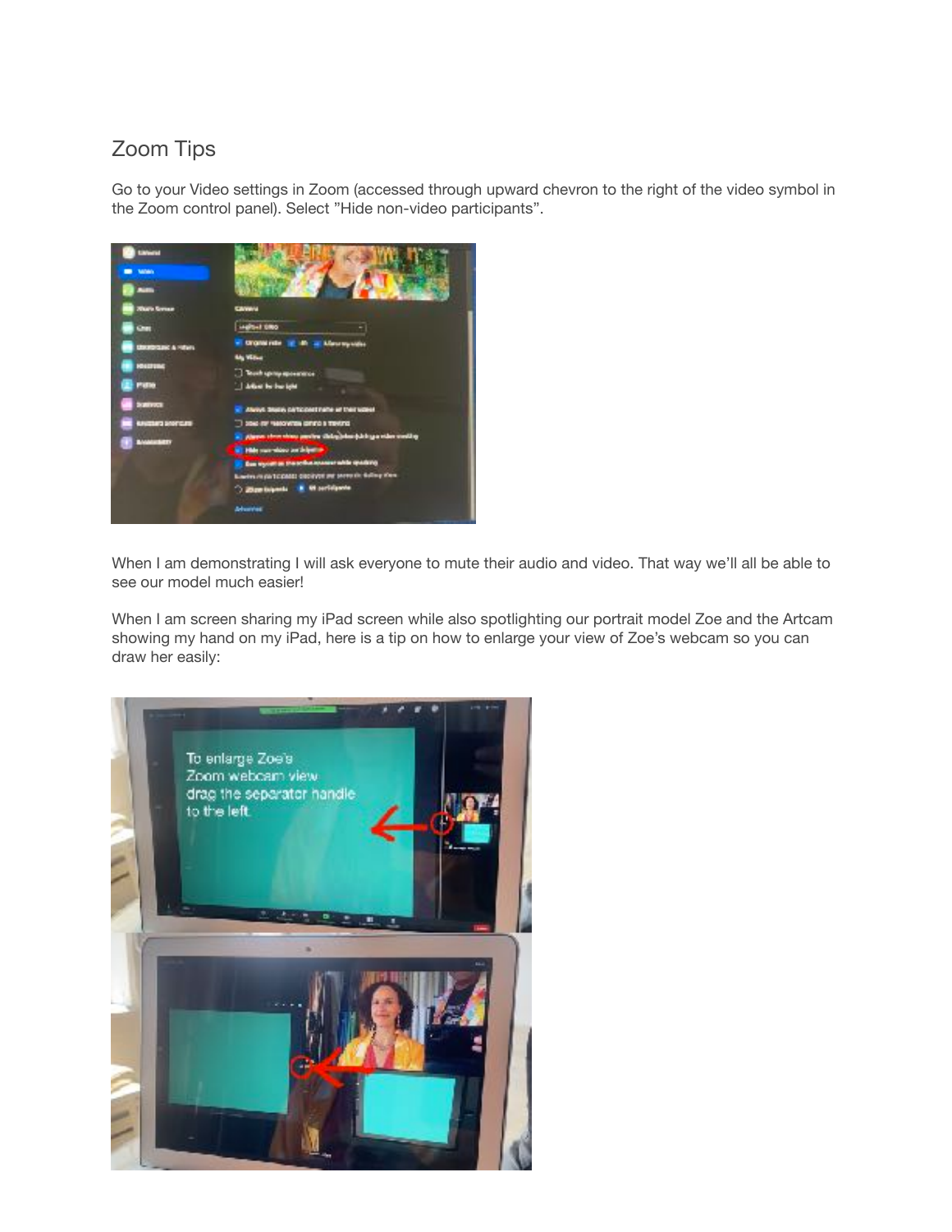# Zoom Tips

Go to your Video settings in Zoom (accessed through upward chevron to the right of the video symbol in the Zoom control panel). Select ”Hide non-video participants”.

When I am demonstrating I will ask everyone to mute their audio and video. That way we’ll all be able to see our model much easier!

When I am screen sharing my iPad screen while also spotlighting our portrait model Zoe and the Artcam showing my hand on my iPad, here is a tip on how to enlarge your view of Zoe’s webcam so you can draw her easily: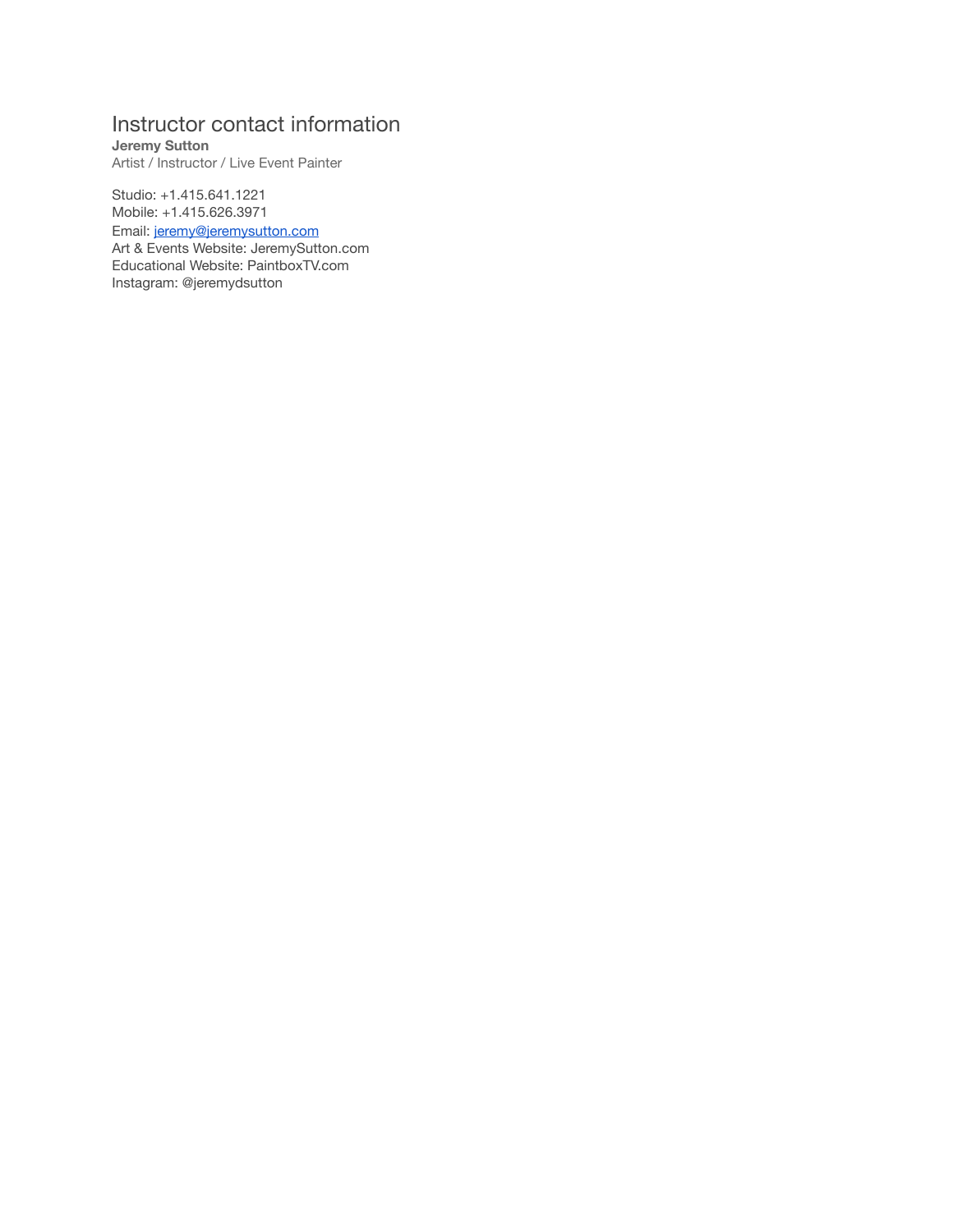# Instructor contact information

**Jeremy Sutton**
Artist / Instructor / Live Event Painter

Studio: +1.415.641.1221
Mobile: +1.415.626.3971
Email: jeremy@jeremysutton.com
Art & Events Website: JeremySutton.com
Educational Website: PaintboxTV.com
Instagram: @jeremydsutton